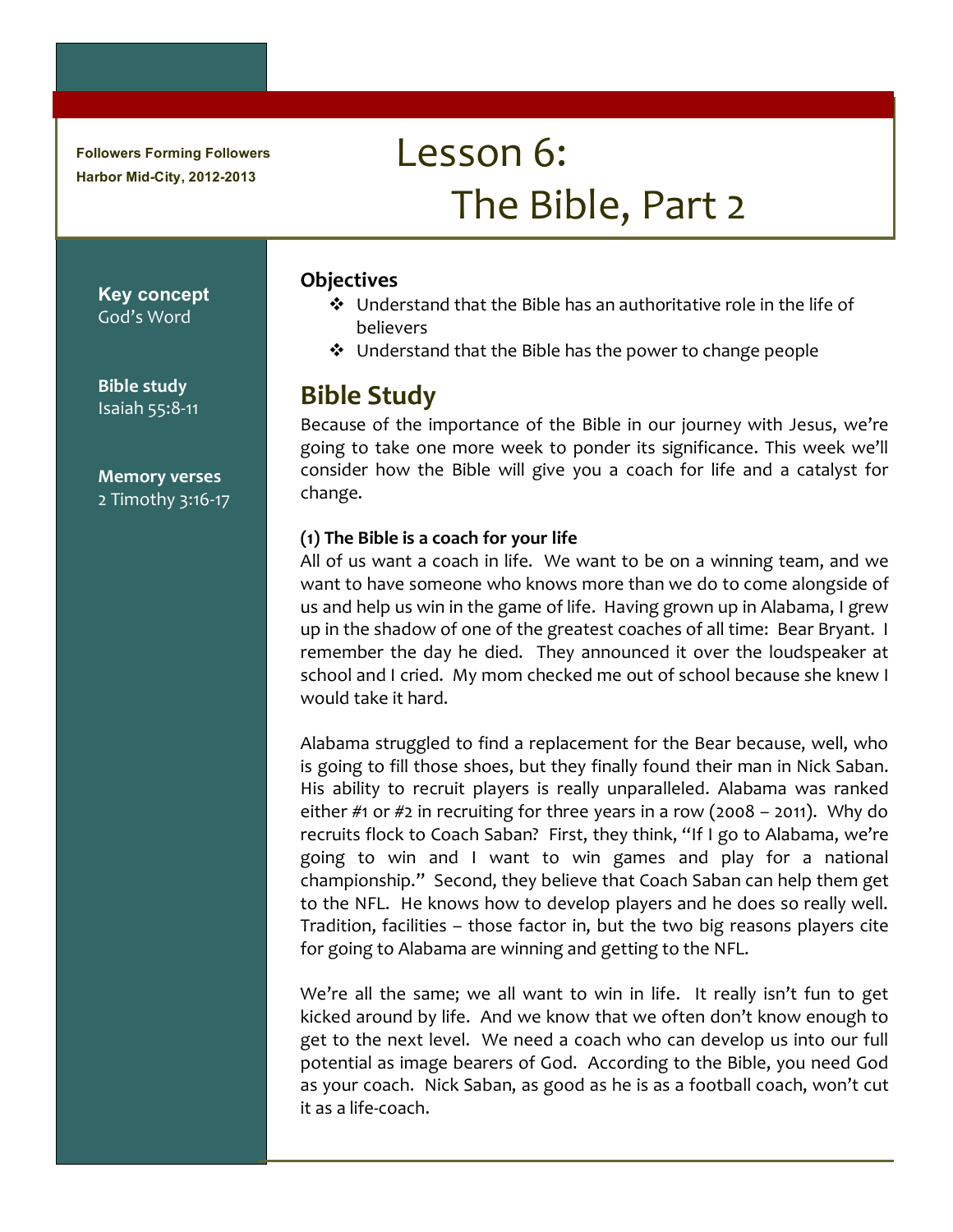Followers Forming Followers
Harbor Mid-City, 2012-2013

# Lesson 6: The Bible, Part 2

**Key concept**
God's Word

**Bible study**
Isaiah 55:8-11

**Memory verses**
2 Timothy 3:16-17

### Objectives

- Understand that the Bible has an authoritative role in the life of believers
- Understand that the Bible has the power to change people

## Bible Study

Because of the importance of the Bible in our journey with Jesus, we're going to take one more week to ponder its significance. This week we'll consider how the Bible will give you a coach for life and a catalyst for change.

**(1) The Bible is a coach for your life**

All of us want a coach in life. We want to be on a winning team, and we want to have someone who knows more than we do to come alongside of us and help us win in the game of life. Having grown up in Alabama, I grew up in the shadow of one of the greatest coaches of all time: Bear Bryant. I remember the day he died. They announced it over the loudspeaker at school and I cried. My mom checked me out of school because she knew I would take it hard.

Alabama struggled to find a replacement for the Bear because, well, who is going to fill those shoes, but they finally found their man in Nick Saban. His ability to recruit players is really unparalleled. Alabama was ranked either #1 or #2 in recruiting for three years in a row (2008 – 2011). Why do recruits flock to Coach Saban? First, they think, "If I go to Alabama, we're going to win and I want to win games and play for a national championship." Second, they believe that Coach Saban can help them get to the NFL. He knows how to develop players and he does so really well. Tradition, facilities – those factor in, but the two big reasons players cite for going to Alabama are winning and getting to the NFL.

We're all the same; we all want to win in life. It really isn't fun to get kicked around by life. And we know that we often don't know enough to get to the next level. We need a coach who can develop us into our full potential as image bearers of God. According to the Bible, you need God as your coach. Nick Saban, as good as he is as a football coach, won't cut it as a life-coach.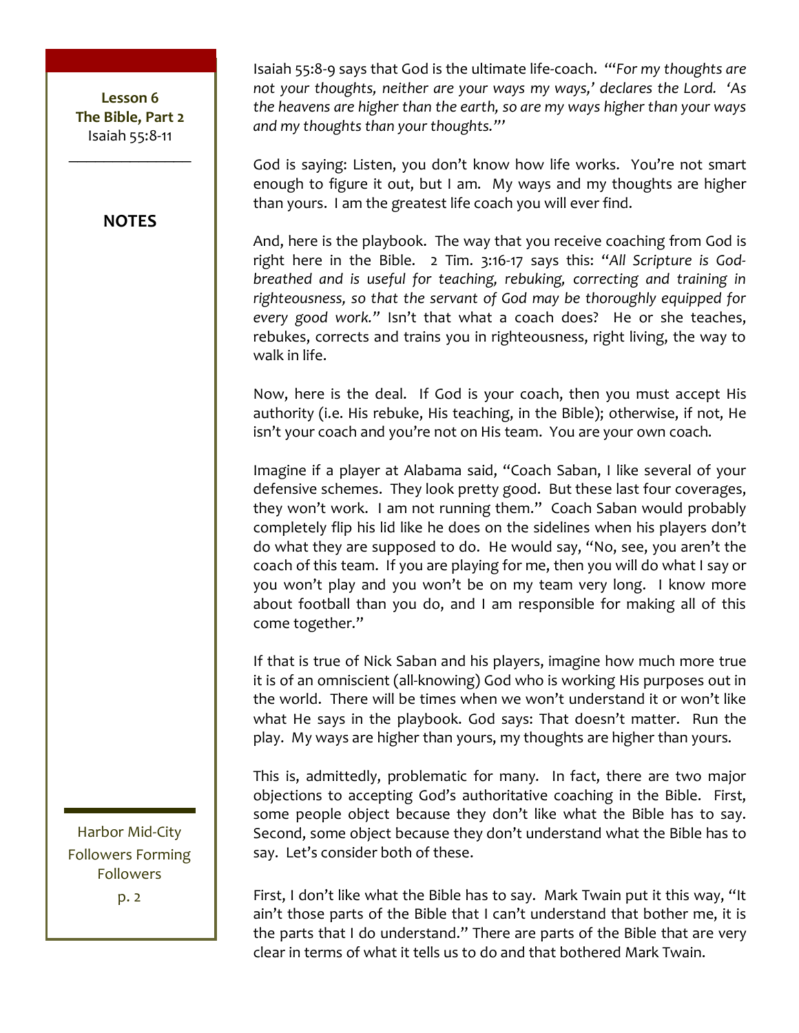Isaiah 55:8-9 says that God is the ultimate life-coach. "'*For my thoughts are not your thoughts, neither are your ways my ways,' declares the Lord. 'As the heavens are higher than the earth, so are my ways higher than your ways and my thoughts than your thoughts.*'"

God is saying: Listen, you don't know how life works. You're not smart enough to figure it out, but I am. My ways and my thoughts are higher than yours. I am the greatest life coach you will ever find.

And, here is the playbook. The way that you receive coaching from God is right here in the Bible. 2 Tim. 3:16-17 says this: "*All Scripture is God-breathed and is useful for teaching, rebuking, correcting and training in righteousness, so that the servant of God may be thoroughly equipped for every good work.*" Isn't that what a coach does? He or she teaches, rebukes, corrects and trains you in righteousness, right living, the way to walk in life.

Now, here is the deal. If God is your coach, then you must accept His authority (i.e. His rebuke, His teaching, in the Bible); otherwise, if not, He isn't your coach and you're not on His team. You are your own coach.

Imagine if a player at Alabama said, "Coach Saban, I like several of your defensive schemes. They look pretty good. But these last four coverages, they won't work. I am not running them." Coach Saban would probably completely flip his lid like he does on the sidelines when his players don't do what they are supposed to do. He would say, "No, see, you aren't the coach of this team. If you are playing for me, then you will do what I say or you won't play and you won't be on my team very long. I know more about football than you do, and I am responsible for making all of this come together."

If that is true of Nick Saban and his players, imagine how much more true it is of an omniscient (all-knowing) God who is working His purposes out in the world. There will be times when we won't understand it or won't like what He says in the playbook. God says: That doesn't matter. Run the play. My ways are higher than yours, my thoughts are higher than yours.

This is, admittedly, problematic for many. In fact, there are two major objections to accepting God's authoritative coaching in the Bible. First, some people object because they don't like what the Bible has to say. Second, some object because they don't understand what the Bible has to say. Let's consider both of these.

First, I don't like what the Bible has to say. Mark Twain put it this way, "It ain't those parts of the Bible that I can't understand that bother me, it is the parts that I do understand." There are parts of the Bible that are very clear in terms of what it tells us to do and that bothered Mark Twain.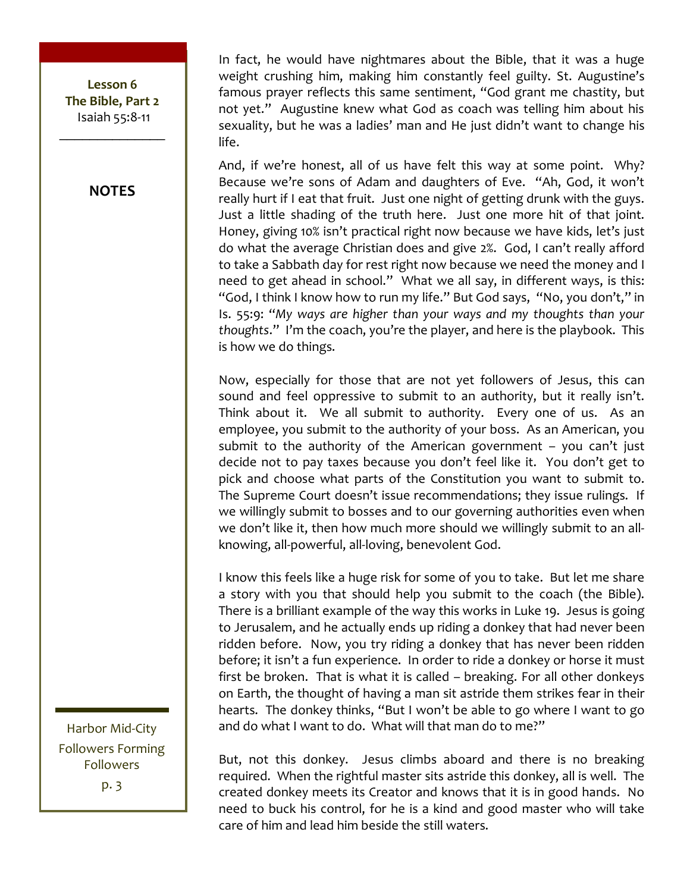In fact, he would have nightmares about the Bible, that it was a huge weight crushing him, making him constantly feel guilty. St. Augustine's famous prayer reflects this same sentiment, "God grant me chastity, but not yet." Augustine knew what God as coach was telling him about his sexuality, but he was a ladies' man and He just didn't want to change his life.

And, if we're honest, all of us have felt this way at some point. Why? Because we're sons of Adam and daughters of Eve. "Ah, God, it won't really hurt if I eat that fruit. Just one night of getting drunk with the guys. Just a little shading of the truth here. Just one more hit of that joint. Honey, giving 10% isn't practical right now because we have kids, let's just do what the average Christian does and give 2%. God, I can't really afford to take a Sabbath day for rest right now because we need the money and I need to get ahead in school." What we all say, in different ways, is this: "God, I think I know how to run my life." But God says, "No, you don't," in Is. 55:9: "*My ways are higher than your ways and my thoughts than your thoughts*." I'm the coach, you're the player, and here is the playbook. This is how we do things.

Now, especially for those that are not yet followers of Jesus, this can sound and feel oppressive to submit to an authority, but it really isn't. Think about it. We all submit to authority. Every one of us. As an employee, you submit to the authority of your boss. As an American, you submit to the authority of the American government – you can't just decide not to pay taxes because you don't feel like it. You don't get to pick and choose what parts of the Constitution you want to submit to. The Supreme Court doesn't issue recommendations; they issue rulings. If we willingly submit to bosses and to our governing authorities even when we don't like it, then how much more should we willingly submit to an all-knowing, all-powerful, all-loving, benevolent God.

I know this feels like a huge risk for some of you to take. But let me share a story with you that should help you submit to the coach (the Bible). There is a brilliant example of the way this works in Luke 19. Jesus is going to Jerusalem, and he actually ends up riding a donkey that had never been ridden before. Now, you try riding a donkey that has never been ridden before; it isn't a fun experience. In order to ride a donkey or horse it must first be broken. That is what it is called – breaking. For all other donkeys on Earth, the thought of having a man sit astride them strikes fear in their hearts. The donkey thinks, "But I won't be able to go where I want to go and do what I want to do. What will that man do to me?"

But, not this donkey. Jesus climbs aboard and there is no breaking required. When the rightful master sits astride this donkey, all is well. The created donkey meets its Creator and knows that it is in good hands. No need to buck his control, for he is a kind and good master who will take care of him and lead him beside the still waters.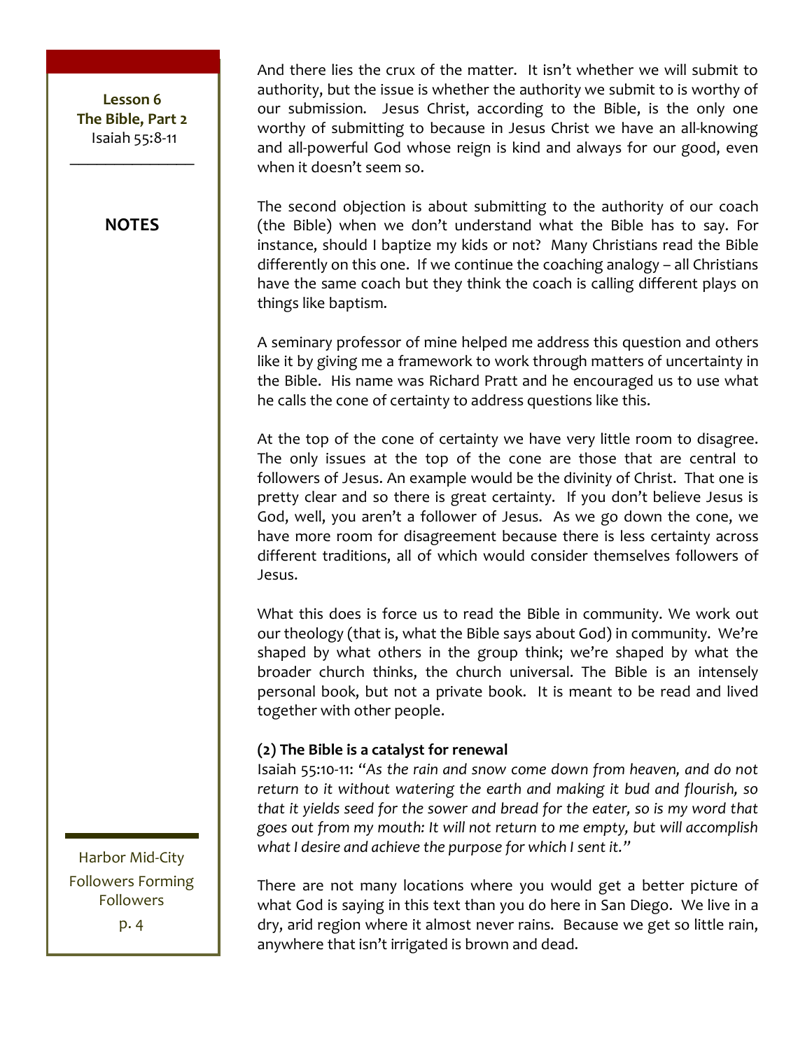And there lies the crux of the matter. It isn't whether we will submit to authority, but the issue is whether the authority we submit to is worthy of our submission. Jesus Christ, according to the Bible, is the only one worthy of submitting to because in Jesus Christ we have an all-knowing and all-powerful God whose reign is kind and always for our good, even when it doesn't seem so.

The second objection is about submitting to the authority of our coach (the Bible) when we don't understand what the Bible has to say. For instance, should I baptize my kids or not? Many Christians read the Bible differently on this one. If we continue the coaching analogy – all Christians have the same coach but they think the coach is calling different plays on things like baptism.

A seminary professor of mine helped me address this question and others like it by giving me a framework to work through matters of uncertainty in the Bible. His name was Richard Pratt and he encouraged us to use what he calls the cone of certainty to address questions like this.

At the top of the cone of certainty we have very little room to disagree. The only issues at the top of the cone are those that are central to followers of Jesus. An example would be the divinity of Christ. That one is pretty clear and so there is great certainty. If you don't believe Jesus is God, well, you aren't a follower of Jesus. As we go down the cone, we have more room for disagreement because there is less certainty across different traditions, all of which would consider themselves followers of Jesus.

What this does is force us to read the Bible in community. We work out our theology (that is, what the Bible says about God) in community. We're shaped by what others in the group think; we're shaped by what the broader church thinks, the church universal. The Bible is an intensely personal book, but not a private book. It is meant to be read and lived together with other people.

**(2) The Bible is a catalyst for renewal**

Isaiah 55:10-11: *"As the rain and snow come down from heaven, and do not return to it without watering the earth and making it bud and flourish, so that it yields seed for the sower and bread for the eater, so is my word that goes out from my mouth: It will not return to me empty, but will accomplish what I desire and achieve the purpose for which I sent it."*

There are not many locations where you would get a better picture of what God is saying in this text than you do here in San Diego. We live in a dry, arid region where it almost never rains. Because we get so little rain, anywhere that isn't irrigated is brown and dead.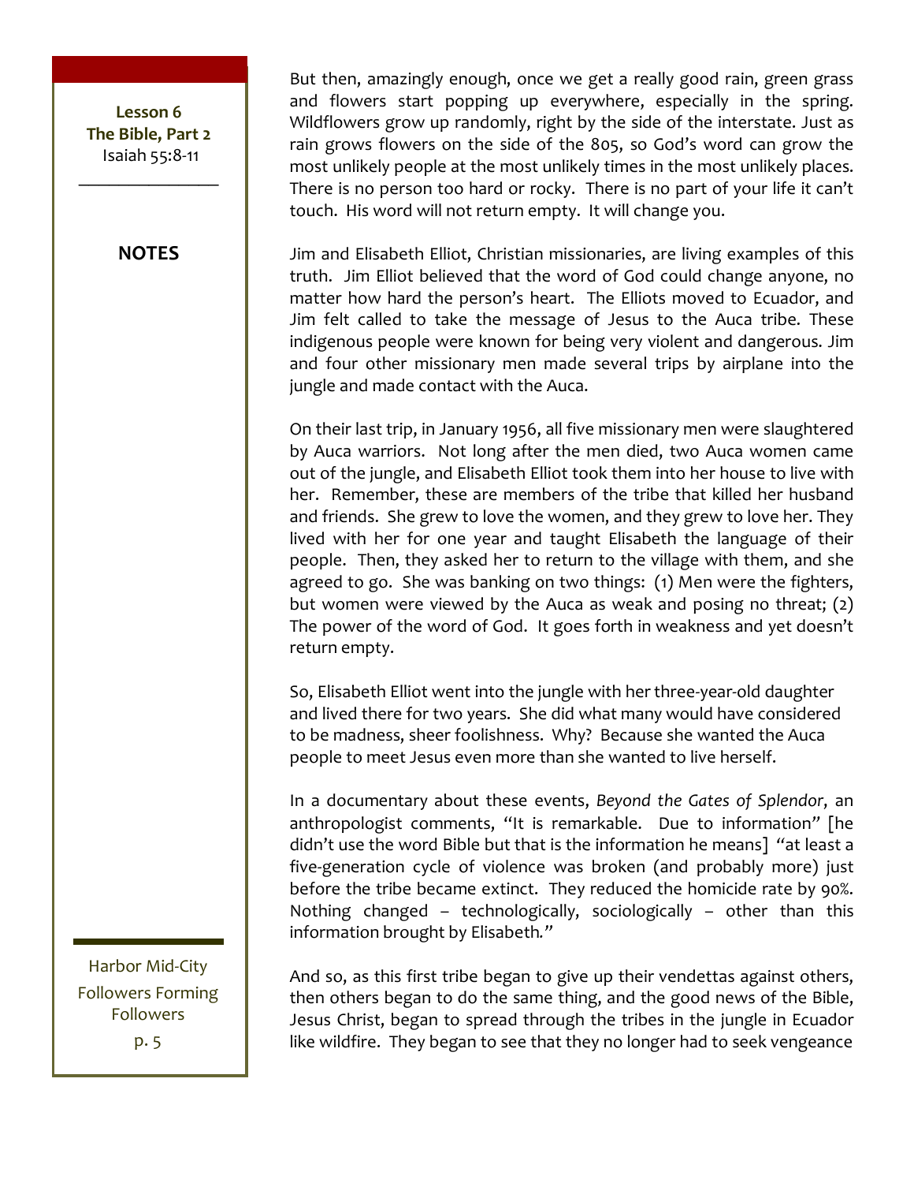But then, amazingly enough, once we get a really good rain, green grass and flowers start popping up everywhere, especially in the spring. Wildflowers grow up randomly, right by the side of the interstate. Just as rain grows flowers on the side of the 805, so God's word can grow the most unlikely people at the most unlikely times in the most unlikely places. There is no person too hard or rocky. There is no part of your life it can't touch. His word will not return empty. It will change you.

Jim and Elisabeth Elliot, Christian missionaries, are living examples of this truth. Jim Elliot believed that the word of God could change anyone, no matter how hard the person's heart. The Elliots moved to Ecuador, and Jim felt called to take the message of Jesus to the Auca tribe. These indigenous people were known for being very violent and dangerous. Jim and four other missionary men made several trips by airplane into the jungle and made contact with the Auca.

On their last trip, in January 1956, all five missionary men were slaughtered by Auca warriors. Not long after the men died, two Auca women came out of the jungle, and Elisabeth Elliot took them into her house to live with her. Remember, these are members of the tribe that killed her husband and friends. She grew to love the women, and they grew to love her. They lived with her for one year and taught Elisabeth the language of their people. Then, they asked her to return to the village with them, and she agreed to go. She was banking on two things: (1) Men were the fighters, but women were viewed by the Auca as weak and posing no threat; (2) The power of the word of God. It goes forth in weakness and yet doesn't return empty.

So, Elisabeth Elliot went into the jungle with her three-year-old daughter and lived there for two years. She did what many would have considered to be madness, sheer foolishness. Why? Because she wanted the Auca people to meet Jesus even more than she wanted to live herself.

In a documentary about these events, *Beyond the Gates of Splendor*, an anthropologist comments, "It is remarkable. Due to information" [he didn't use the word Bible but that is the information he means] "at least a five-generation cycle of violence was broken (and probably more) just before the tribe became extinct. They reduced the homicide rate by 90%. Nothing changed – technologically, sociologically – other than this information brought by Elisabeth."

And so, as this first tribe began to give up their vendettas against others, then others began to do the same thing, and the good news of the Bible, Jesus Christ, began to spread through the tribes in the jungle in Ecuador like wildfire. They began to see that they no longer had to seek vengeance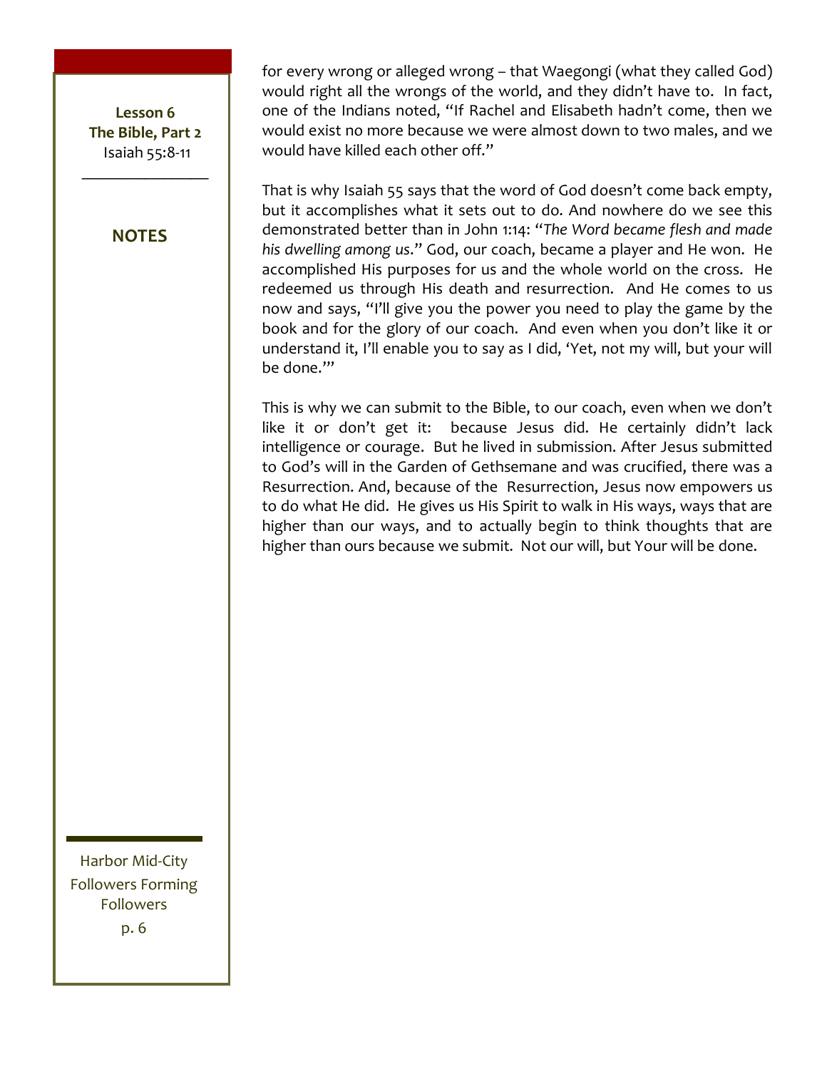for every wrong or alleged wrong – that Waegongi (what they called God) would right all the wrongs of the world, and they didn't have to. In fact, one of the Indians noted, "If Rachel and Elisabeth hadn't come, then we would exist no more because we were almost down to two males, and we would have killed each other off."

That is why Isaiah 55 says that the word of God doesn't come back empty, but it accomplishes what it sets out to do. And nowhere do we see this demonstrated better than in John 1:14: "*The Word became flesh and made his dwelling among us*." God, our coach, became a player and He won. He accomplished His purposes for us and the whole world on the cross. He redeemed us through His death and resurrection. And He comes to us now and says, "I'll give you the power you need to play the game by the book and for the glory of our coach. And even when you don't like it or understand it, I'll enable you to say as I did, 'Yet, not my will, but your will be done.'"

This is why we can submit to the Bible, to our coach, even when we don't like it or don't get it: because Jesus did. He certainly didn't lack intelligence or courage. But he lived in submission. After Jesus submitted to God's will in the Garden of Gethsemane and was crucified, there was a Resurrection. And, because of the Resurrection, Jesus now empowers us to do what He did. He gives us His Spirit to walk in His ways, ways that are higher than our ways, and to actually begin to think thoughts that are higher than ours because we submit. Not our will, but Your will be done.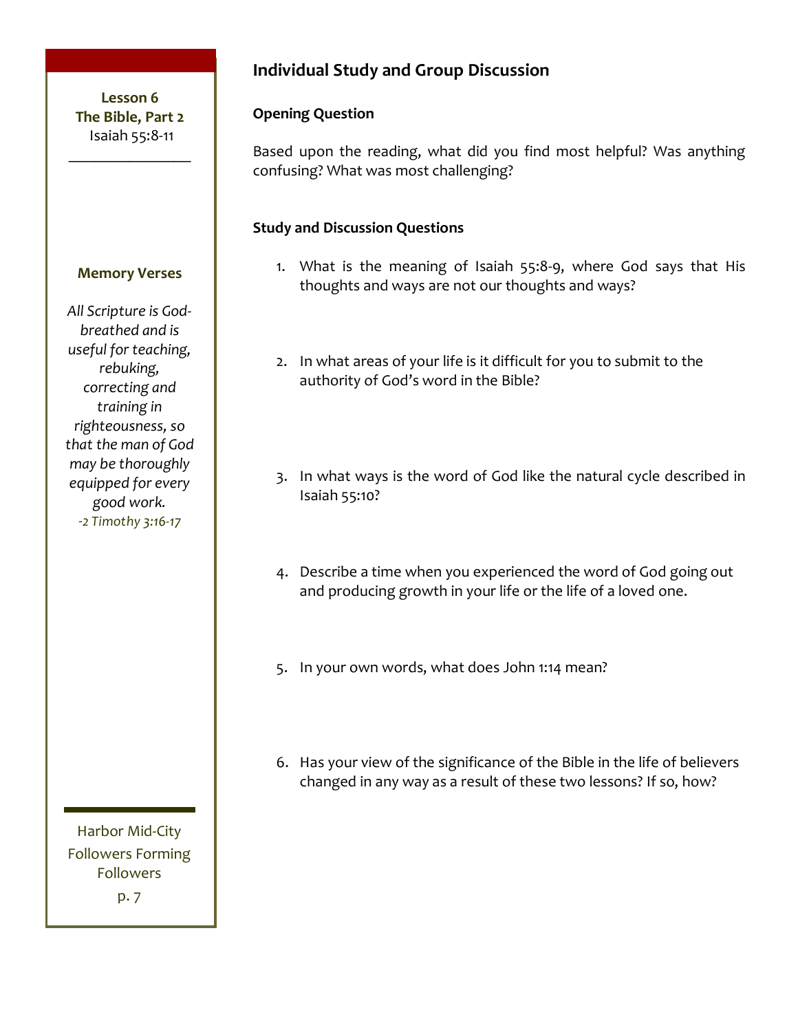**Lesson 6**
**The Bible, Part 2**
Isaiah 55:8-11

---

**Memory Verses**

*All Scripture is God-breathed and is useful for teaching, rebuking, correcting and training in righteousness, so that the man of God may be thoroughly equipped for every good work.*
*-2 Timothy 3:16-17*

Harbor Mid-City
Followers Forming Followers

## Individual Study and Group Discussion

### Opening Question

Based upon the reading, what did you find most helpful? Was anything confusing? What was most challenging?

### Study and Discussion Questions

1. What is the meaning of Isaiah 55:8-9, where God says that His thoughts and ways are not our thoughts and ways?

2. In what areas of your life is it difficult for you to submit to the authority of God's word in the Bible?

3. In what ways is the word of God like the natural cycle described in Isaiah 55:10?

4. Describe a time when you experienced the word of God going out and producing growth in your life or the life of a loved one.

5. In your own words, what does John 1:14 mean?

6. Has your view of the significance of the Bible in the life of believers changed in any way as a result of these two lessons? If so, how?